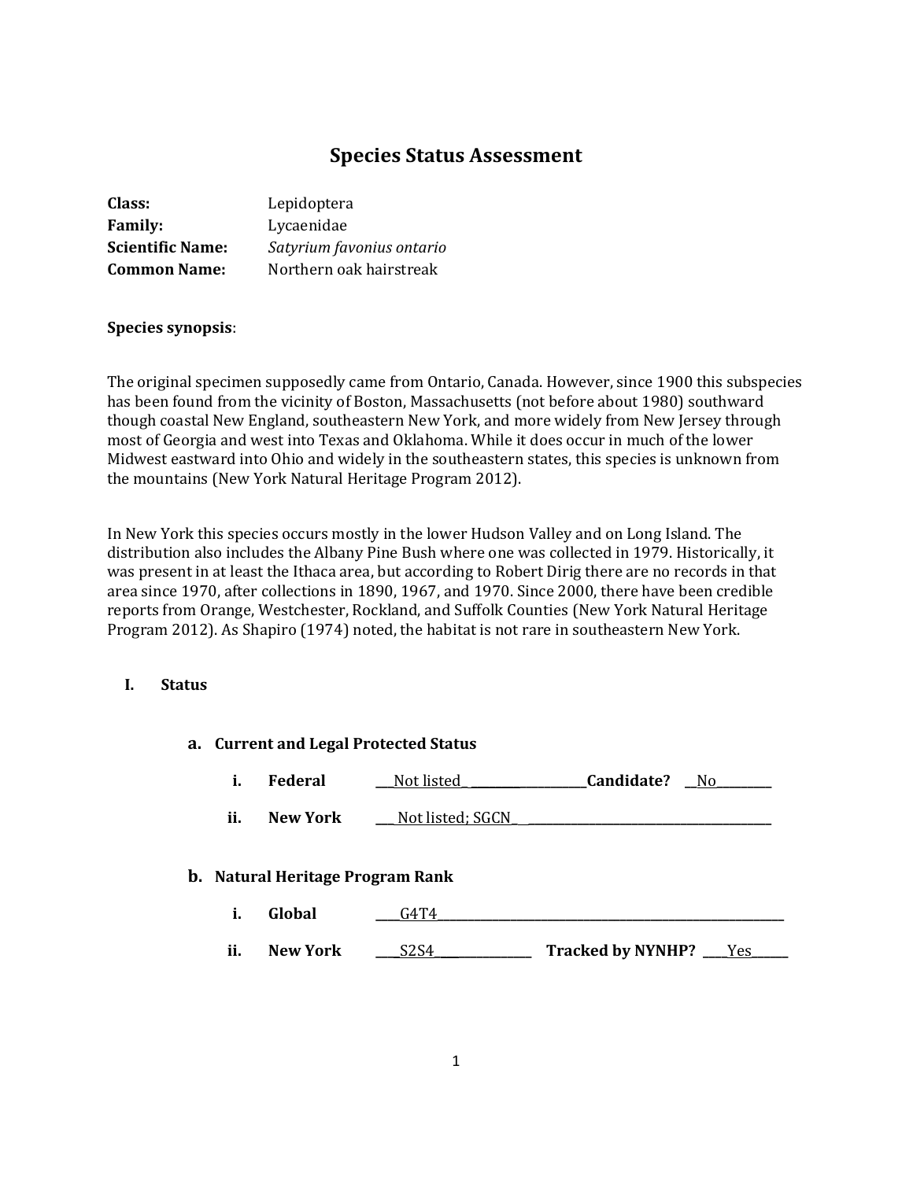# Species Status Assessment

**Class:** Lepidoptera
**Family:** Lycaenidae
**Scientific Name:** *Satyrium favonius ontario*
**Common Name:** Northern oak hairstreak

**Species synopsis**:

The original specimen supposedly came from Ontario, Canada. However, since 1900 this subspecies has been found from the vicinity of Boston, Massachusetts (not before about 1980) southward though coastal New England, southeastern New York, and more widely from New Jersey through most of Georgia and west into Texas and Oklahoma. While it does occur in much of the lower Midwest eastward into Ohio and widely in the southeastern states, this species is unknown from the mountains (New York Natural Heritage Program 2012).

In New York this species occurs mostly in the lower Hudson Valley and on Long Island. The distribution also includes the Albany Pine Bush where one was collected in 1979. Historically, it was present in at least the Ithaca area, but according to Robert Dirig there are no records in that area since 1970, after collections in 1890, 1967, and 1970. Since 2000, there have been credible reports from Orange, Westchester, Rockland, and Suffolk Counties (New York Natural Heritage Program 2012). As Shapiro (1974) noted, the habitat is not rare in southeastern New York.

## I. Status

### a. Current and Legal Protected Status

i. **Federal** ___Not listed_ ____________________**Candidate?** __No_________

ii. **New York** ___ Not listed; SGCN_ _________________________________________

### b. Natural Heritage Program Rank

i. **Global** ____G4T4__________________________________________________________

ii. **New York** ____S2S4_______________ **Tracked by NYNHP?** ____Yes______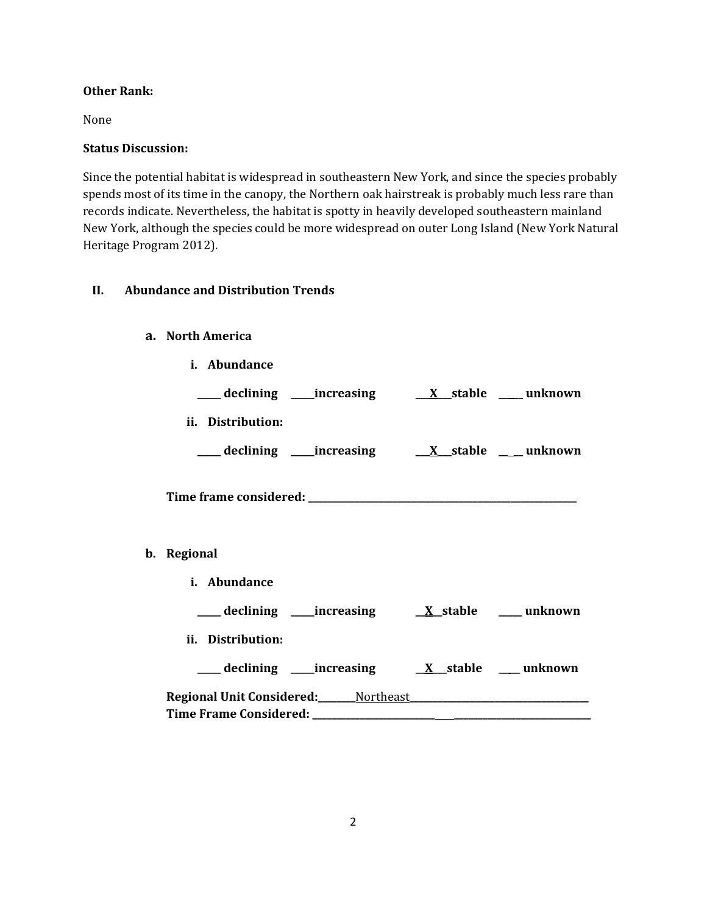**Other Rank:**

None

**Status Discussion:**

Since the potential habitat is widespread in southeastern New York, and since the species probably spends most of its time in the canopy, the Northern oak hairstreak is probably much less rare than records indicate. Nevertheless, the habitat is spotty in heavily developed southeastern mainland New York, although the species could be more widespread on outer Long Island (New York Natural Heritage Program 2012).

## II. Abundance and Distribution Trends

### a. North America

**i. Abundance**

**_____ declining _____increasing ___X___stable _____ unknown**

**ii. Distribution:**

**_____ declining _____increasing ___X___stable _____ unknown**

**Time frame considered: ________________________________________**

### b. Regional

**i. Abundance**

**_____ declining _____increasing __X__stable _____ unknown**

**ii. Distribution:**

**_____ declining _____increasing __X__stable _____ unknown**

**Regional Unit Considered:**________Northeast________________________________
**Time Frame Considered: ________________________________________**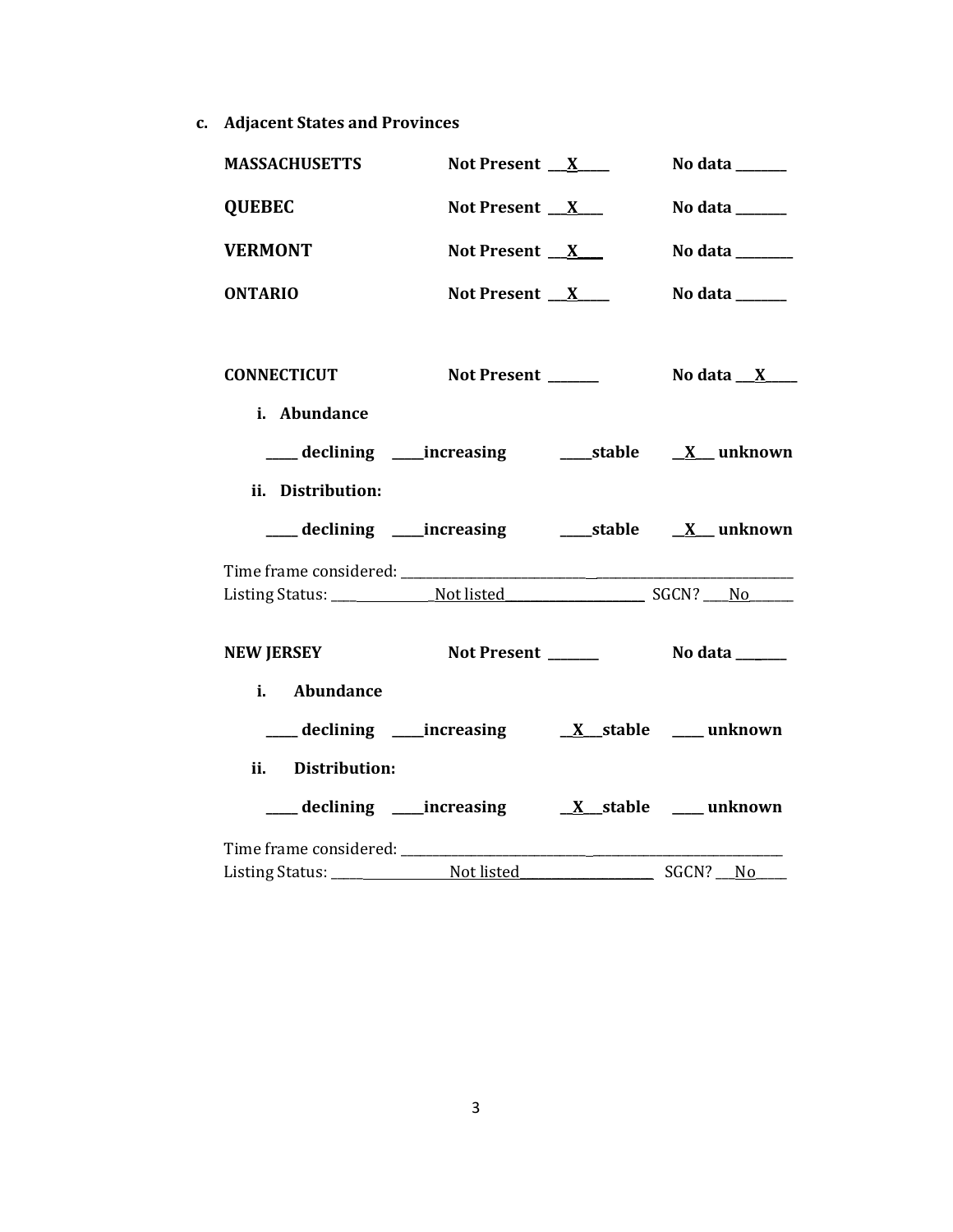**c. Adjacent States and Provinces**

**MASSACHUSETTS** **Not Present \_\_X\_\_\_\_** **No data \_\_\_\_\_\_\_**

**QUEBEC** **Not Present \_\_X\_\_\_** **No data \_\_\_\_\_\_\_**

**VERMONT** **Not Present \_\_X\_\_\_** **No data \_\_\_\_\_\_\_\_**

**ONTARIO** **Not Present \_\_X\_\_\_\_** **No data \_\_\_\_\_\_\_**

**CONNECTICUT** **Not Present \_\_\_\_\_\_\_** **No data \_\_X\_\_\_\_**

**i. Abundance**

**\_\_\_\_ declining \_\_\_\_increasing \_\_\_\_stable \_X\_\_ unknown**

**ii. Distribution:**

**\_\_\_\_ declining \_\_\_\_increasing \_\_\_\_stable \_X\_\_ unknown**

Time frame considered: \_\_\_\_\_\_\_\_\_\_\_\_\_\_\_\_\_\_\_\_\_\_\_\_\_\_\_\_\_\_\_\_\_\_\_\_\_\_\_\_\_\_\_\_\_\_\_\_\_\_\_\_\_\_\_\_\_\_
Listing Status: \_\_\_\_\_\_\_\_\_\_\_\_\_\_\_Not listed\_\_\_\_\_\_\_\_\_\_\_\_\_\_\_\_\_\_\_\_\_ SGCN? \_\_\_No\_\_\_\_\_\_

**NEW JERSEY** **Not Present \_\_\_\_\_\_\_** **No data \_\_\_\_\_\_\_**

**i. Abundance**

**\_\_\_\_ declining \_\_\_\_increasing \_X\_\_stable \_\_\_\_ unknown**

**ii. Distribution:**

**\_\_\_\_ declining \_\_\_\_increasing \_X\_\_stable \_\_\_\_ unknown**

Time frame considered: \_\_\_\_\_\_\_\_\_\_\_\_\_\_\_\_\_\_\_\_\_\_\_\_\_\_\_\_\_\_\_\_\_\_\_\_\_\_\_\_\_\_\_\_\_\_\_\_\_\_\_\_\_\_\_\_\_\_
Listing Status: \_\_\_\_\_\_\_\_\_\_\_\_\_\_\_\_\_\_\_Not listed\_\_\_\_\_\_\_\_\_\_\_\_\_\_\_\_\_\_\_\_\_ SGCN? \_\_No\_\_\_\_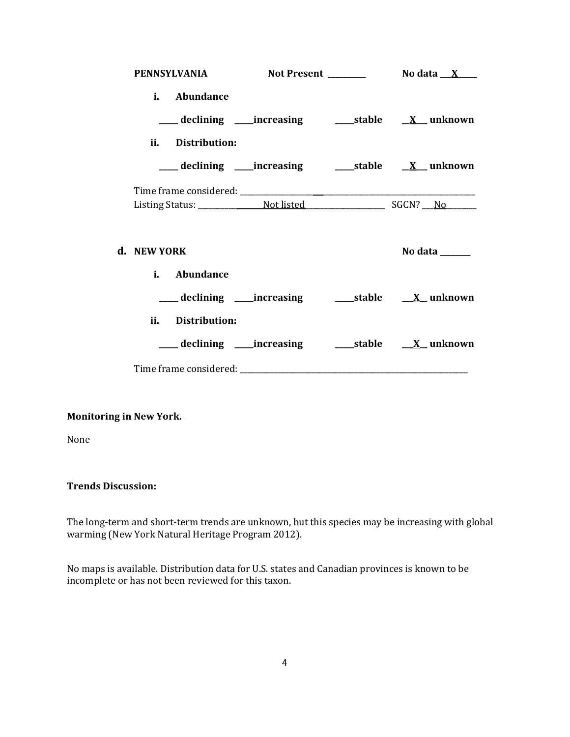**PENNSYLVANIA** **Not Present** ________ **No data** __X____

**i. Abundance**

_____ declining _____increasing _____stable __X__ unknown

**ii. Distribution:**

_____ declining _____increasing _____stable __X__ unknown

Time frame considered: ___________________________________________________________

Listing Status: ________________Not listed______________________ SGCN? ___No________

**d. NEW YORK** **No data** _______

**i. Abundance**

_____ declining _____increasing _____stable ___X__ unknown

**ii. Distribution:**

_____ declining _____increasing _____stable ___X__ unknown

Time frame considered: ___________________________________________________________

**Monitoring in New York.**

None

**Trends Discussion:**

The long-term and short-term trends are unknown, but this species may be increasing with global warming (New York Natural Heritage Program 2012).

No maps is available. Distribution data for U.S. states and Canadian provinces is known to be incomplete or has not been reviewed for this taxon.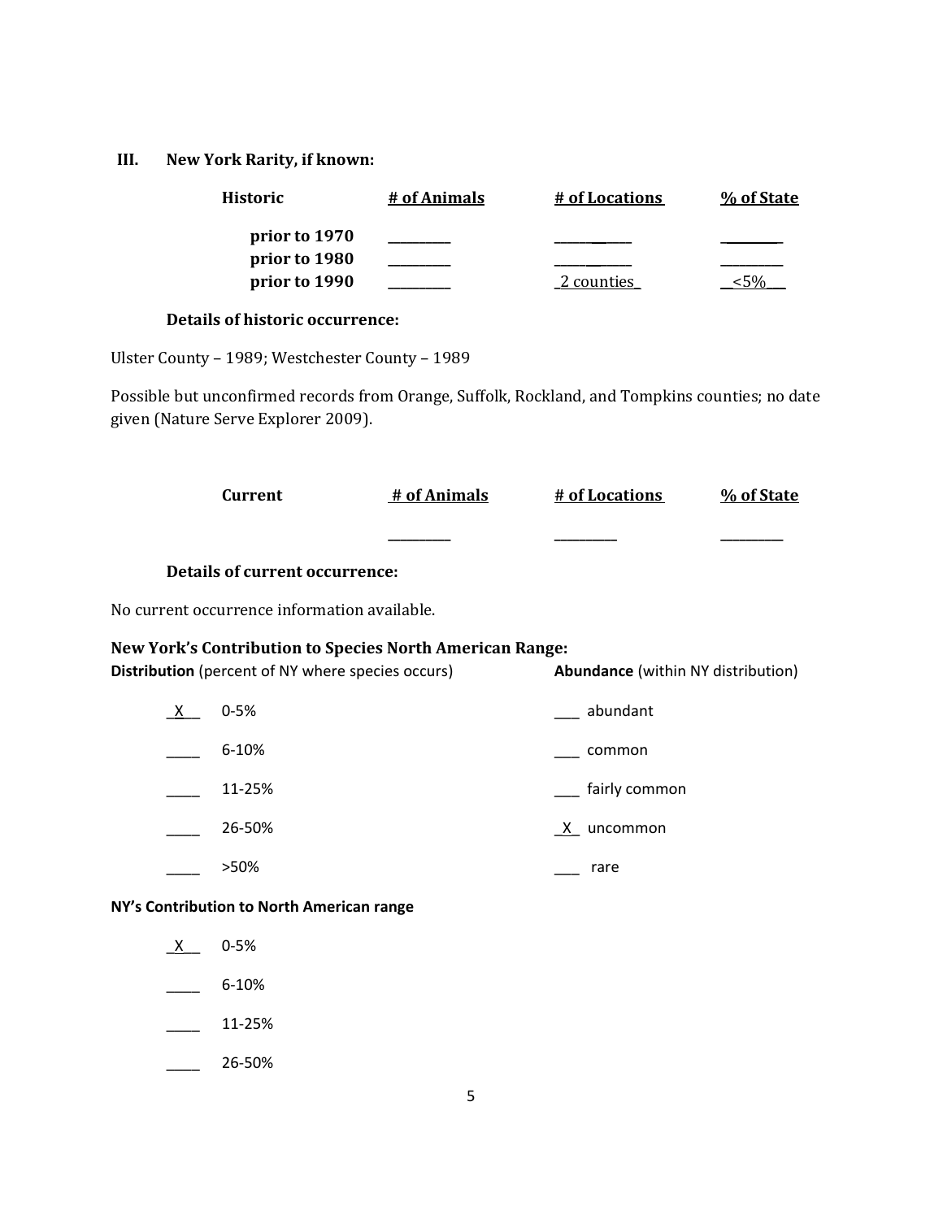## III. New York Rarity, if known:

| Historic | # of Animals | # of Locations | % of State |
|---|---|---|---|
| prior to 1970 | _________ | _________ | _________ |
| prior to 1980 | _________ | _________ | _________ |
| prior to 1990 | _________ | _2 counties_ | __<5%__ |

**Details of historic occurrence:**

Ulster County – 1989; Westchester County – 1989

Possible but unconfirmed records from Orange, Suffolk, Rockland, and Tompkins counties; no date given (Nature Serve Explorer 2009).

| Current | # of Animals | # of Locations | % of State |
|---|---|---|---|
| | _________ | _________ | _________ |

**Details of current occurrence:**

No current occurrence information available.

### New York's Contribution to Species North American Range:

| **Distribution** (percent of NY where species occurs) | | **Abundance** (within NY distribution) | |
|---|---|---|---|
| _X__ | 0-5% | ___ | abundant |
| ____ | 6-10% | ___ | common |
| ____ | 11-25% | ___ | fairly common |
| ____ | 26-50% | _X_ | uncommon |
| ____ | >50% | ___ | rare |

**NY's Contribution to North American range**

_X__ 0-5%

____ 6-10%

____ 11-25%

____ 26-50%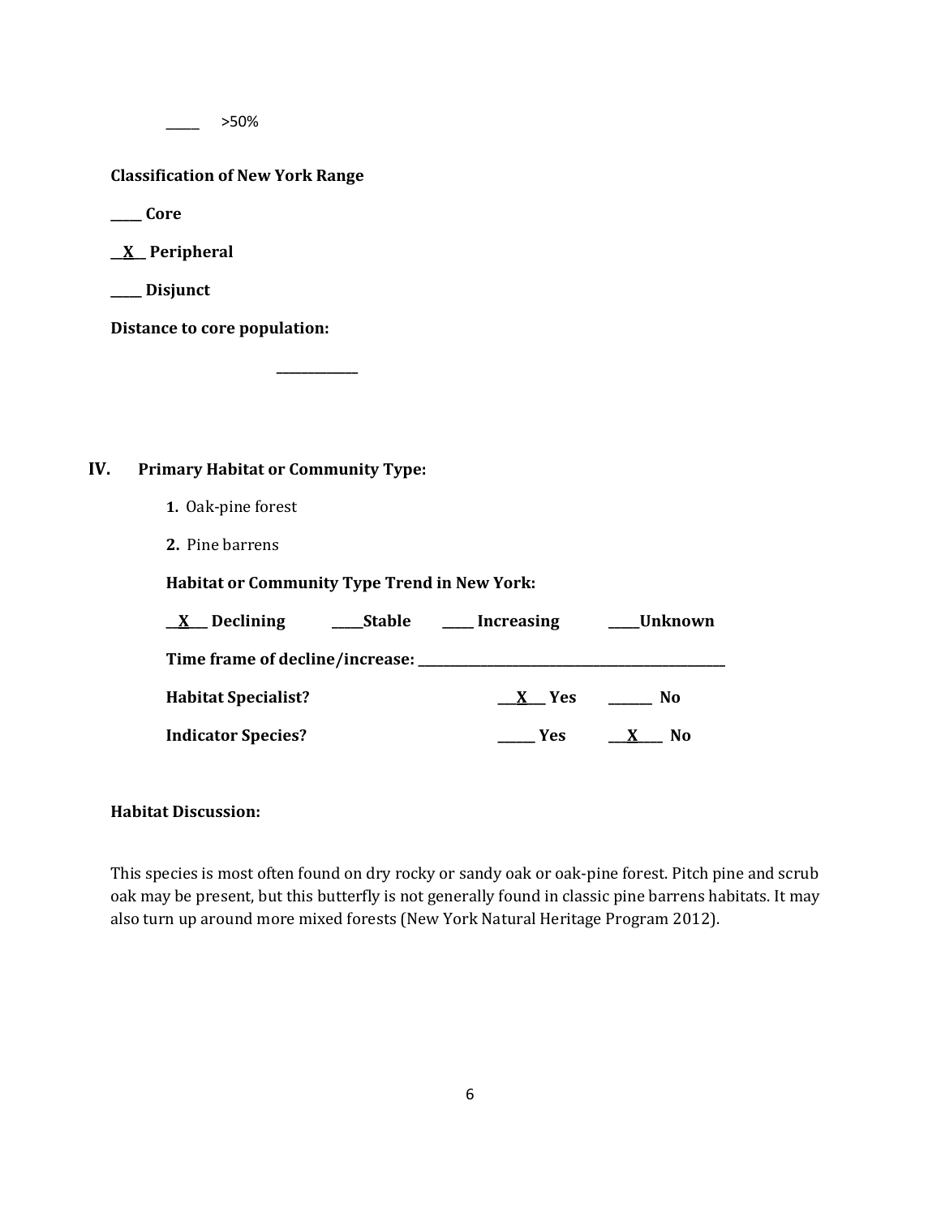_____ >50%

**Classification of New York Range**

**_____ Core**

**__X__ Peripheral**

**_____ Disjunct**

**Distance to core population:**

_____________

## IV. Primary Habitat or Community Type:

1. Oak-pine forest
2. Pine barrens

**Habitat or Community Type Trend in New York:**

**__X__ Declining _____Stable _____ Increasing _____Unknown**

**Time frame of decline/increase: _______________________________________________**

**Habitat Specialist? ___X___ Yes _______ No**

**Indicator Species? ______ Yes ___X____ No**

**Habitat Discussion:**

This species is most often found on dry rocky or sandy oak or oak-pine forest. Pitch pine and scrub oak may be present, but this butterfly is not generally found in classic pine barrens habitats. It may also turn up around more mixed forests (New York Natural Heritage Program 2012).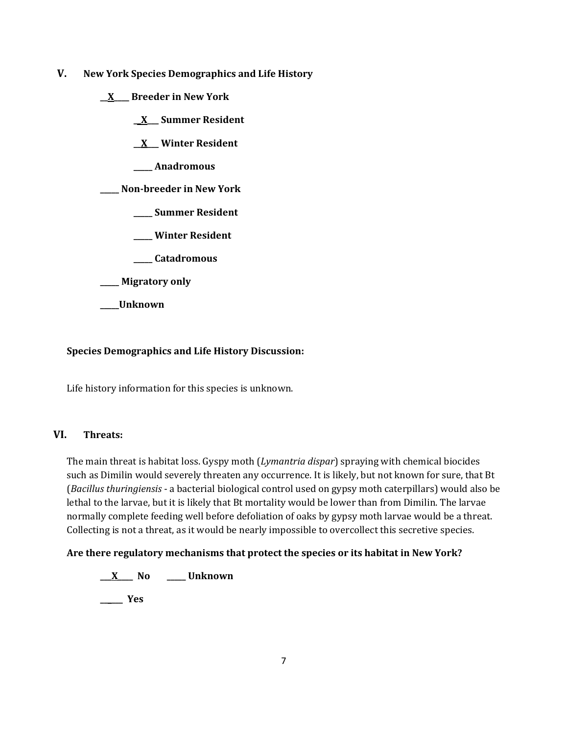## V. New York Species Demographics and Life History

__X____ Breeder in New York

_X___ Summer Resident

__X___ Winter Resident

_____ Anadromous

_____ Non-breeder in New York

_____ Summer Resident

_____ Winter Resident

_____ Catadromous

_____ Migratory only

_____Unknown

**Species Demographics and Life History Discussion:**

Life history information for this species is unknown.

## VI. Threats:

The main threat is habitat loss. Gyspy moth (*Lymantria dispar*) spraying with chemical biocides such as Dimilin would severely threaten any occurrence. It is likely, but not known for sure, that Bt (*Bacillus thuringiensis* - a bacterial biological control used on gypsy moth caterpillars) would also be lethal to the larvae, but it is likely that Bt mortality would be lower than from Dimilin. The larvae normally complete feeding well before defoliation of oaks by gypsy moth larvae would be a threat. Collecting is not a threat, as it would be nearly impossible to overcollect this secretive species.

**Are there regulatory mechanisms that protect the species or its habitat in New York?**

___X____ No _____ Unknown

______ Yes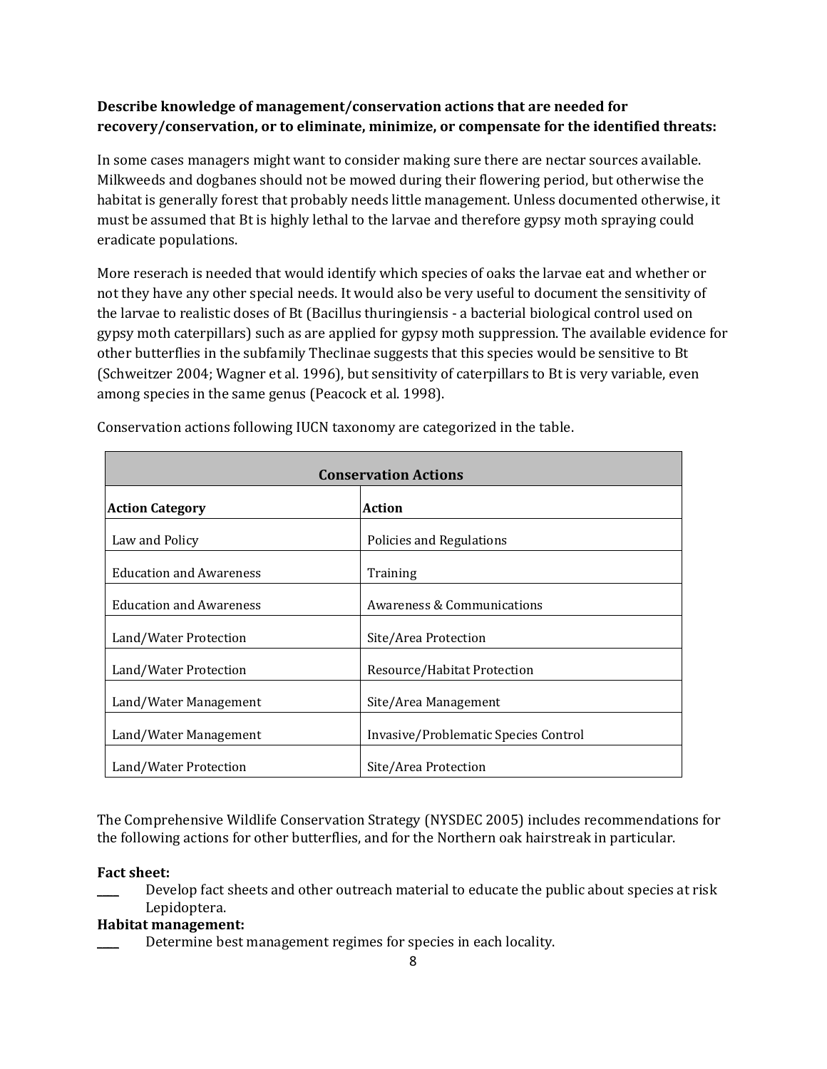**Describe knowledge of management/conservation actions that are needed for recovery/conservation, or to eliminate, minimize, or compensate for the identified threats:**

In some cases managers might want to consider making sure there are nectar sources available. Milkweeds and dogbanes should not be mowed during their flowering period, but otherwise the habitat is generally forest that probably needs little management. Unless documented otherwise, it must be assumed that Bt is highly lethal to the larvae and therefore gypsy moth spraying could eradicate populations.

More reserach is needed that would identify which species of oaks the larvae eat and whether or not they have any other special needs. It would also be very useful to document the sensitivity of the larvae to realistic doses of Bt (Bacillus thuringiensis - a bacterial biological control used on gypsy moth caterpillars) such as are applied for gypsy moth suppression. The available evidence for other butterflies in the subfamily Theclinae suggests that this species would be sensitive to Bt (Schweitzer 2004; Wagner et al. 1996), but sensitivity of caterpillars to Bt is very variable, even among species in the same genus (Peacock et al. 1998).

Conservation actions following IUCN taxonomy are categorized in the table.

| **Conservation Actions** | |
|---|---|
| **Action Category** | **Action** |
| Law and Policy | Policies and Regulations |
| Education and Awareness | Training |
| Education and Awareness | Awareness & Communications |
| Land/Water Protection | Site/Area Protection |
| Land/Water Protection | Resource/Habitat Protection |
| Land/Water Management | Site/Area Management |
| Land/Water Management | Invasive/Problematic Species Control |
| Land/Water Protection | Site/Area Protection |

The Comprehensive Wildlife Conservation Strategy (NYSDEC 2005) includes recommendations for the following actions for other butterflies, and for the Northern oak hairstreak in particular.

**Fact sheet:**

____ Develop fact sheets and other outreach material to educate the public about species at risk Lepidoptera.

**Habitat management:**

____ Determine best management regimes for species in each locality.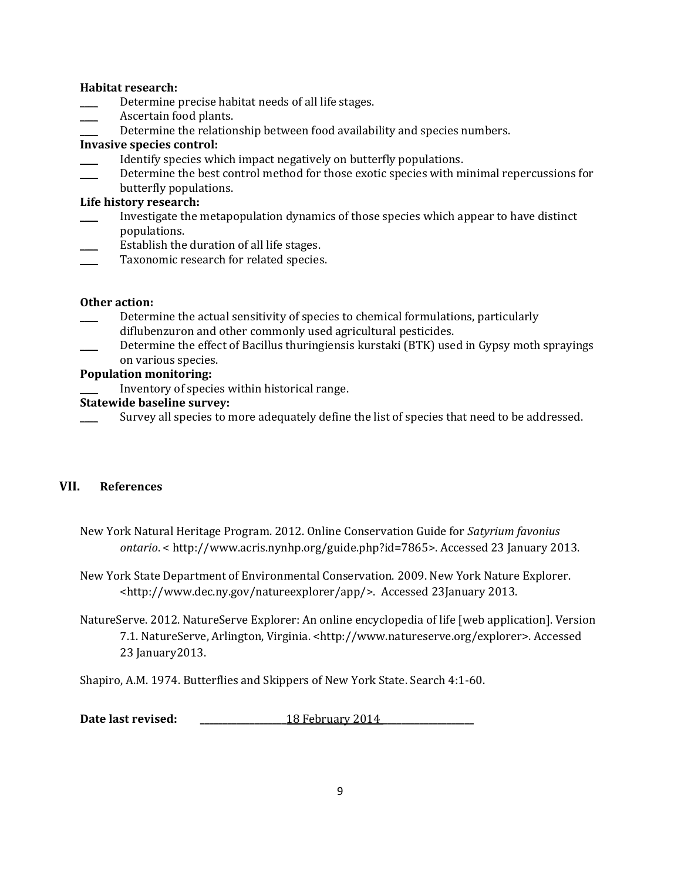**Habitat research:**

____ Determine precise habitat needs of all life stages.

____ Ascertain food plants.

____ Determine the relationship between food availability and species numbers.

**Invasive species control:**

____ Identify species which impact negatively on butterfly populations.

____ Determine the best control method for those exotic species with minimal repercussions for butterfly populations.

**Life history research:**

____ Investigate the metapopulation dynamics of those species which appear to have distinct populations.

____ Establish the duration of all life stages.

____ Taxonomic research for related species.

**Other action:**

____ Determine the actual sensitivity of species to chemical formulations, particularly diflubenzuron and other commonly used agricultural pesticides.

____ Determine the effect of Bacillus thuringiensis kurstaki (BTK) used in Gypsy moth sprayings on various species.

**Population monitoring:**

____ Inventory of species within historical range.

**Statewide baseline survey:**

____ Survey all species to more adequately define the list of species that need to be addressed.

## VII. References

New York Natural Heritage Program. 2012. Online Conservation Guide for *Satyrium favonius ontario*. < http://www.acris.nynhp.org/guide.php?id=7865>. Accessed 23 January 2013.

New York State Department of Environmental Conservation. 2009. New York Nature Explorer. <http://www.dec.ny.gov/natureexplorer/app/>. Accessed 23January 2013.

NatureServe. 2012. NatureServe Explorer: An online encyclopedia of life [web application]. Version 7.1. NatureServe, Arlington, Virginia. <http://www.natureserve.org/explorer>. Accessed 23 January2013.

Shapiro, A.M. 1974. Butterflies and Skippers of New York State. Search 4:1-60.

**Date last revised:** 18 February 2014